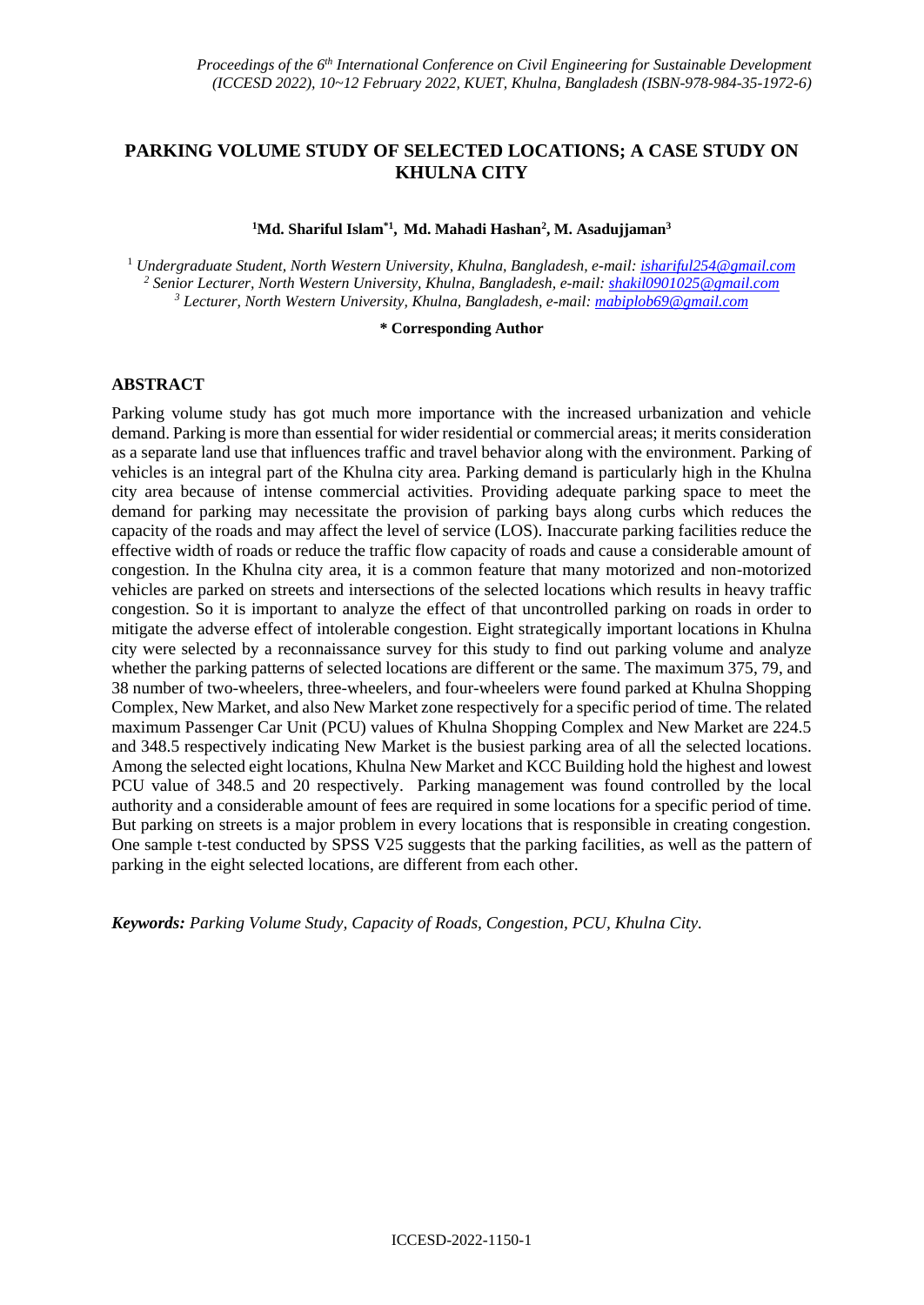# PARKING VOLUME STUDY OF SELECTED LOCATIONS; A CASE STUDY ON KHULNA CITY

**[1]Md. Shariful Islam*[1], Md. Mahadi Hashan[2], M. Asadujjaman[3]**

[1] *Undergraduate Student, North Western University, Khulna, Bangladesh, e-mail: isharful254@gmail.com*
[2] *Senior Lecturer, North Western University, Khulna, Bangladesh, e-mail: shakil0901025@gmail.com*
[3] *Lecturer, North Western University, Khulna, Bangladesh, e-mail: mabiplob69@gmail.com*

**\* Corresponding Author**

## ABSTRACT

Parking volume study has got much more importance with the increased urbanization and vehicle demand. Parking is more than essential for wider residential or commercial areas; it merits consideration as a separate land use that influences traffic and travel behavior along with the environment. Parking of vehicles is an integral part of the Khulna city area. Parking demand is particularly high in the Khulna city area because of intense commercial activities. Providing adequate parking space to meet the demand for parking may necessitate the provision of parking bays along curbs which reduces the capacity of the roads and may affect the level of service (LOS). Inaccurate parking facilities reduce the effective width of roads or reduce the traffic flow capacity of roads and cause a considerable amount of congestion. In the Khulna city area, it is a common feature that many motorized and non-motorized vehicles are parked on streets and intersections of the selected locations which results in heavy traffic congestion. So it is important to analyze the effect of that uncontrolled parking on roads in order to mitigate the adverse effect of intolerable congestion. Eight strategically important locations in Khulna city were selected by a reconnaissance survey for this study to find out parking volume and analyze whether the parking patterns of selected locations are different or the same. The maximum 375, 79, and 38 number of two-wheelers, three-wheelers, and four-wheelers were found parked at Khulna Shopping Complex, New Market, and also New Market zone respectively for a specific period of time. The related maximum Passenger Car Unit (PCU) values of Khulna Shopping Complex and New Market are 224.5 and 348.5 respectively indicating New Market is the busiest parking area of all the selected locations. Among the selected eight locations, Khulna New Market and KCC Building hold the highest and lowest PCU value of 348.5 and 20 respectively. Parking management was found controlled by the local authority and a considerable amount of fees are required in some locations for a specific period of time. But parking on streets is a major problem in every locations that is responsible in creating congestion. One sample t-test conducted by SPSS V25 suggests that the parking facilities, as well as the pattern of parking in the eight selected locations, are different from each other.

***Keywords:*** *Parking Volume Study, Capacity of Roads, Congestion, PCU, Khulna City.*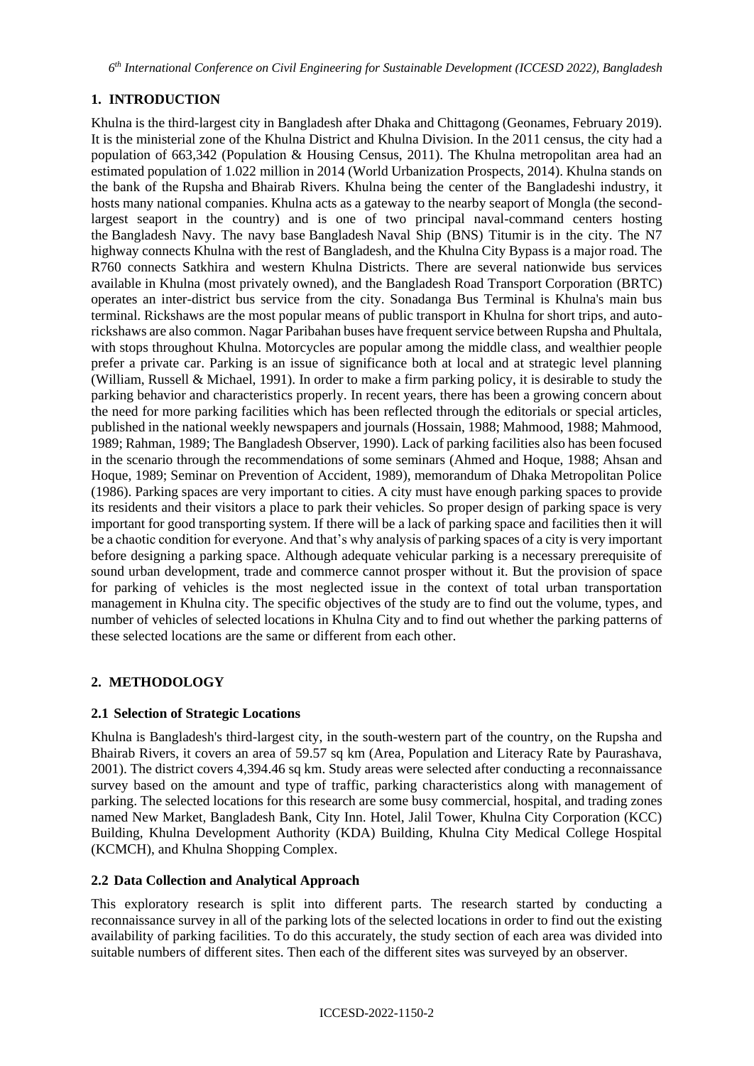## 1. INTRODUCTION

Khulna is the third-largest city in Bangladesh after Dhaka and Chittagong (Geonames, February 2019). It is the ministerial zone of the Khulna District and Khulna Division. In the 2011 census, the city had a population of 663,342 (Population & Housing Census, 2011). The Khulna metropolitan area had an estimated population of 1.022 million in 2014 (World Urbanization Prospects, 2014). Khulna stands on the bank of the Rupsha and Bhairab Rivers. Khulna being the center of the Bangladeshi industry, it hosts many national companies. Khulna acts as a gateway to the nearby seaport of Mongla (the second-largest seaport in the country) and is one of two principal naval-command centers hosting the Bangladesh Navy. The navy base Bangladesh Naval Ship (BNS) Titumir is in the city. The N7 highway connects Khulna with the rest of Bangladesh, and the Khulna City Bypass is a major road. The R760 connects Satkhira and western Khulna Districts. There are several nationwide bus services available in Khulna (most privately owned), and the Bangladesh Road Transport Corporation (BRTC) operates an inter-district bus service from the city. Sonadanga Bus Terminal is Khulna's main bus terminal. Rickshaws are the most popular means of public transport in Khulna for short trips, and auto-rickshaws are also common. Nagar Paribahan buses have frequent service between Rupsha and Phultala, with stops throughout Khulna. Motorcycles are popular among the middle class, and wealthier people prefer a private car. Parking is an issue of significance both at local and at strategic level planning (William, Russell & Michael, 1991). In order to make a firm parking policy, it is desirable to study the parking behavior and characteristics properly. In recent years, there has been a growing concern about the need for more parking facilities which has been reflected through the editorials or special articles, published in the national weekly newspapers and journals (Hossain, 1988; Mahmood, 1988; Mahmood, 1989; Rahman, 1989; The Bangladesh Observer, 1990). Lack of parking facilities also has been focused in the scenario through the recommendations of some seminars (Ahmed and Hoque, 1988; Ahsan and Hoque, 1989; Seminar on Prevention of Accident, 1989), memorandum of Dhaka Metropolitan Police (1986). Parking spaces are very important to cities. A city must have enough parking spaces to provide its residents and their visitors a place to park their vehicles. So proper design of parking space is very important for good transporting system. If there will be a lack of parking space and facilities then it will be a chaotic condition for everyone. And that's why analysis of parking spaces of a city is very important before designing a parking space. Although adequate vehicular parking is a necessary prerequisite of sound urban development, trade and commerce cannot prosper without it. But the provision of space for parking of vehicles is the most neglected issue in the context of total urban transportation management in Khulna city. The specific objectives of the study are to find out the volume, types, and number of vehicles of selected locations in Khulna City and to find out whether the parking patterns of these selected locations are the same or different from each other.

## 2. METHODOLOGY

### 2.1 Selection of Strategic Locations

Khulna is Bangladesh's third-largest city, in the south-western part of the country, on the Rupsha and Bhairab Rivers, it covers an area of 59.57 sq km (Area, Population and Literacy Rate by Paurashava, 2001). The district covers 4,394.46 sq km. Study areas were selected after conducting a reconnaissance survey based on the amount and type of traffic, parking characteristics along with management of parking. The selected locations for this research are some busy commercial, hospital, and trading zones named New Market, Bangladesh Bank, City Inn. Hotel, Jalil Tower, Khulna City Corporation (KCC) Building, Khulna Development Authority (KDA) Building, Khulna City Medical College Hospital (KCMCH), and Khulna Shopping Complex.

### 2.2 Data Collection and Analytical Approach

This exploratory research is split into different parts. The research started by conducting a reconnaissance survey in all of the parking lots of the selected locations in order to find out the existing availability of parking facilities. To do this accurately, the study section of each area was divided into suitable numbers of different sites. Then each of the different sites was surveyed by an observer.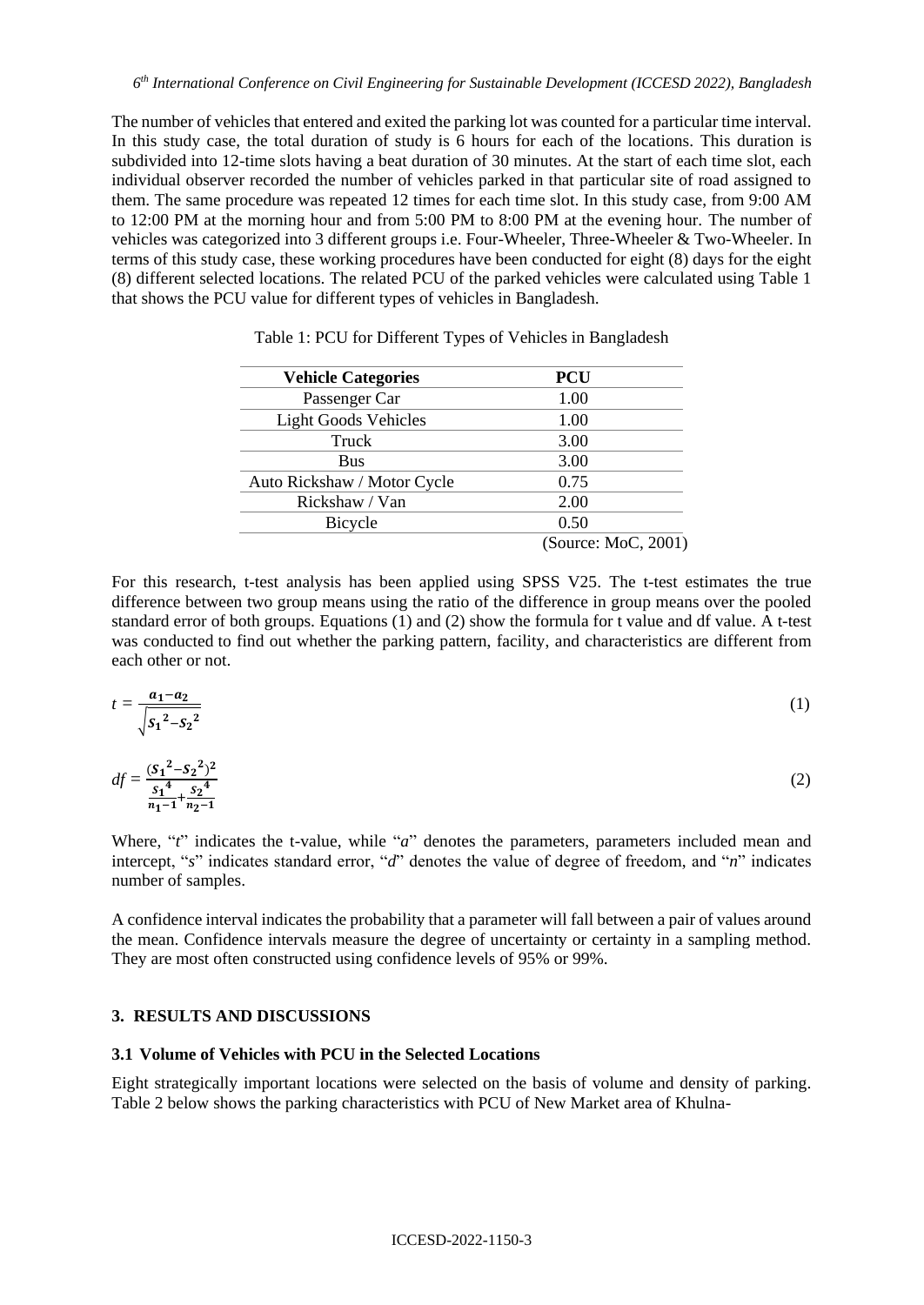The number of vehicles that entered and exited the parking lot was counted for a particular time interval. In this study case, the total duration of study is 6 hours for each of the locations. This duration is subdivided into 12-time slots having a beat duration of 30 minutes. At the start of each time slot, each individual observer recorded the number of vehicles parked in that particular site of road assigned to them. The same procedure was repeated 12 times for each time slot. In this study case, from 9:00 AM to 12:00 PM at the morning hour and from 5:00 PM to 8:00 PM at the evening hour. The number of vehicles was categorized into 3 different groups i.e. Four-Wheeler, Three-Wheeler & Two-Wheeler. In terms of this study case, these working procedures have been conducted for eight (8) days for the eight (8) different selected locations. The related PCU of the parked vehicles were calculated using Table 1 that shows the PCU value for different types of vehicles in Bangladesh.

Table 1: PCU for Different Types of Vehicles in Bangladesh

| **Vehicle Categories** | **PCU** |
|---|---|
| Passenger Car | 1.00 |
| Light Goods Vehicles | 1.00 |
| Truck | 3.00 |
| Bus | 3.00 |
| Auto Rickshaw / Motor Cycle | 0.75 |
| Rickshaw / Van | 2.00 |
| Bicycle | 0.50 |

(Source: MoC, 2001)

For this research, t-test analysis has been applied using SPSS V25. The t-test estimates the true difference between two group means using the ratio of the difference in group means over the pooled standard error of both groups. Equations (1) and (2) show the formula for t value and df value. A t-test was conducted to find out whether the parking pattern, facility, and characteristics are different from each other or not.

$$t = \frac{a_1 - a_2}{\sqrt{s_1{}^2 - s_2{}^2}} \tag{1}$$

$$df = \frac{(s_1{}^2 - s_2{}^2)^2}{\frac{s_1{}^4}{n_1 - 1} + \frac{s_2{}^4}{n_2 - 1}} \tag{2}$$

Where, "*t*" indicates the t-value, while "*a*" denotes the parameters, parameters included mean and intercept, "*s*" indicates standard error, "*d*" denotes the value of degree of freedom, and "*n*" indicates number of samples.

A confidence interval indicates the probability that a parameter will fall between a pair of values around the mean. Confidence intervals measure the degree of uncertainty or certainty in a sampling method. They are most often constructed using confidence levels of 95% or 99%.

## 3. RESULTS AND DISCUSSIONS

### 3.1 Volume of Vehicles with PCU in the Selected Locations

Eight strategically important locations were selected on the basis of volume and density of parking. Table 2 below shows the parking characteristics with PCU of New Market area of Khulna-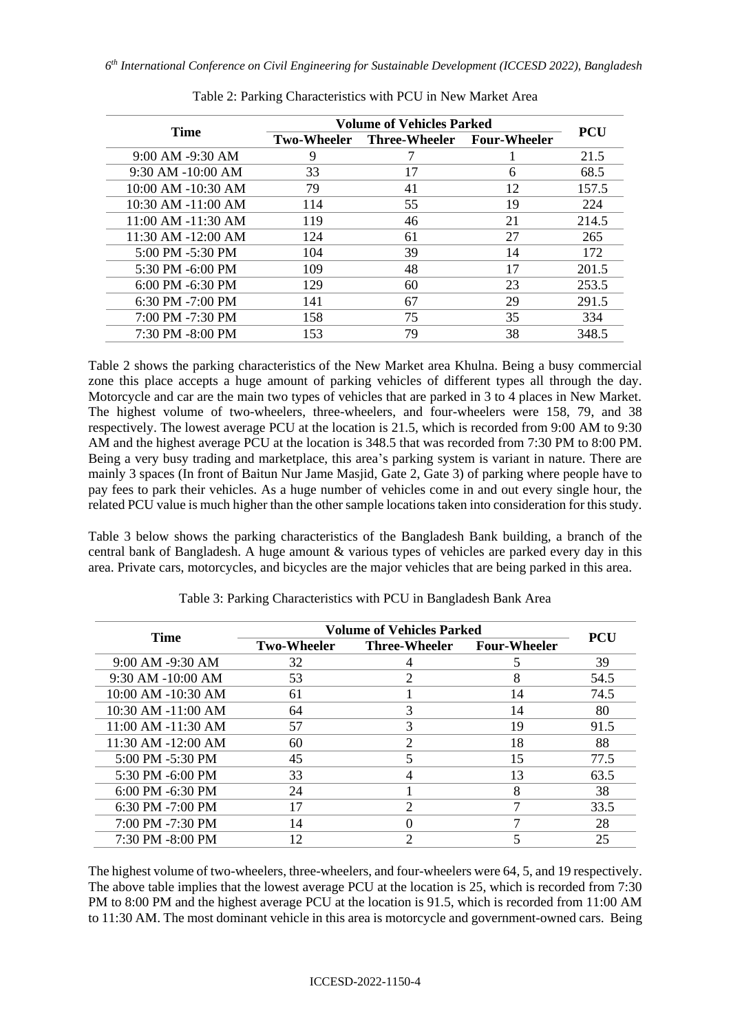Table 2: Parking Characteristics with PCU in New Market Area

| Time | Volume of Vehicles Parked | | | PCU |
|---|---|---|---|---|
| | Two-Wheeler | Three-Wheeler | Four-Wheeler | |
| 9:00 AM -9:30 AM | 9 | 7 | 1 | 21.5 |
| 9:30 AM -10:00 AM | 33 | 17 | 6 | 68.5 |
| 10:00 AM -10:30 AM | 79 | 41 | 12 | 157.5 |
| 10:30 AM -11:00 AM | 114 | 55 | 19 | 224 |
| 11:00 AM -11:30 AM | 119 | 46 | 21 | 214.5 |
| 11:30 AM -12:00 AM | 124 | 61 | 27 | 265 |
| 5:00 PM -5:30 PM | 104 | 39 | 14 | 172 |
| 5:30 PM -6:00 PM | 109 | 48 | 17 | 201.5 |
| 6:00 PM -6:30 PM | 129 | 60 | 23 | 253.5 |
| 6:30 PM -7:00 PM | 141 | 67 | 29 | 291.5 |
| 7:00 PM -7:30 PM | 158 | 75 | 35 | 334 |
| 7:30 PM -8:00 PM | 153 | 79 | 38 | 348.5 |

Table 2 shows the parking characteristics of the New Market area Khulna. Being a busy commercial zone this place accepts a huge amount of parking vehicles of different types all through the day. Motorcycle and car are the main two types of vehicles that are parked in 3 to 4 places in New Market. The highest volume of two-wheelers, three-wheelers, and four-wheelers were 158, 79, and 38 respectively. The lowest average PCU at the location is 21.5, which is recorded from 9:00 AM to 9:30 AM and the highest average PCU at the location is 348.5 that was recorded from 7:30 PM to 8:00 PM. Being a very busy trading and marketplace, this area's parking system is variant in nature. There are mainly 3 spaces (In front of Baitun Nur Jame Masjid, Gate 2, Gate 3) of parking where people have to pay fees to park their vehicles. As a huge number of vehicles come in and out every single hour, the related PCU value is much higher than the other sample locations taken into consideration for this study.

Table 3 below shows the parking characteristics of the Bangladesh Bank building, a branch of the central bank of Bangladesh. A huge amount & various types of vehicles are parked every day in this area. Private cars, motorcycles, and bicycles are the major vehicles that are being parked in this area.

Table 3: Parking Characteristics with PCU in Bangladesh Bank Area

| Time | Volume of Vehicles Parked | | | PCU |
|---|---|---|---|---|
| | Two-Wheeler | Three-Wheeler | Four-Wheeler | |
| 9:00 AM -9:30 AM | 32 | 4 | 5 | 39 |
| 9:30 AM -10:00 AM | 53 | 2 | 8 | 54.5 |
| 10:00 AM -10:30 AM | 61 | 1 | 14 | 74.5 |
| 10:30 AM -11:00 AM | 64 | 3 | 14 | 80 |
| 11:00 AM -11:30 AM | 57 | 3 | 19 | 91.5 |
| 11:30 AM -12:00 AM | 60 | 2 | 18 | 88 |
| 5:00 PM -5:30 PM | 45 | 5 | 15 | 77.5 |
| 5:30 PM -6:00 PM | 33 | 4 | 13 | 63.5 |
| 6:00 PM -6:30 PM | 24 | 1 | 8 | 38 |
| 6:30 PM -7:00 PM | 17 | 2 | 7 | 33.5 |
| 7:00 PM -7:30 PM | 14 | 0 | 7 | 28 |
| 7:30 PM -8:00 PM | 12 | 2 | 5 | 25 |

The highest volume of two-wheelers, three-wheelers, and four-wheelers were 64, 5, and 19 respectively. The above table implies that the lowest average PCU at the location is 25, which is recorded from 7:30 PM to 8:00 PM and the highest average PCU at the location is 91.5, which is recorded from 11:00 AM to 11:30 AM. The most dominant vehicle in this area is motorcycle and government-owned cars. Being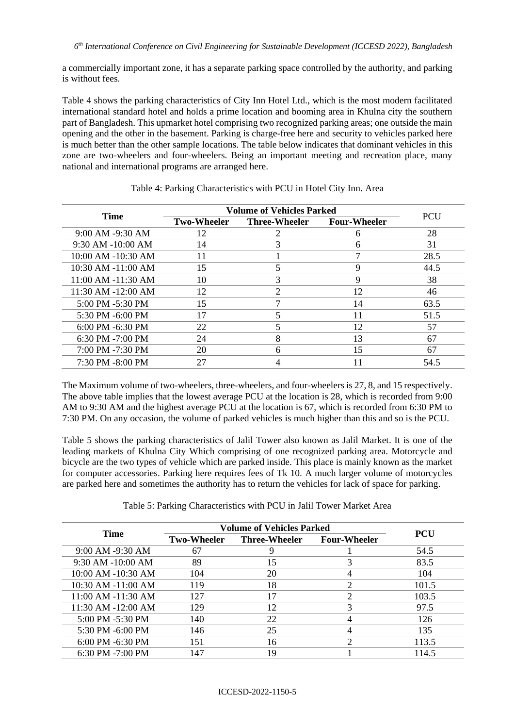a commercially important zone, it has a separate parking space controlled by the authority, and parking is without fees.

Table 4 shows the parking characteristics of City Inn Hotel Ltd., which is the most modern facilitated international standard hotel and holds a prime location and booming area in Khulna city the southern part of Bangladesh. This upmarket hotel comprising two recognized parking areas; one outside the main opening and the other in the basement. Parking is charge-free here and security to vehicles parked here is much better than the other sample locations. The table below indicates that dominant vehicles in this zone are two-wheelers and four-wheelers. Being an important meeting and recreation place, many national and international programs are arranged here.

Table 4: Parking Characteristics with PCU in Hotel City Inn. Area

| Time | Volume of Vehicles Parked | | | PCU |
|---|---|---|---|---|
| | Two-Wheeler | Three-Wheeler | Four-Wheeler | |
| 9:00 AM -9:30 AM | 12 | 2 | 6 | 28 |
| 9:30 AM -10:00 AM | 14 | 3 | 6 | 31 |
| 10:00 AM -10:30 AM | 11 | 1 | 7 | 28.5 |
| 10:30 AM -11:00 AM | 15 | 5 | 9 | 44.5 |
| 11:00 AM -11:30 AM | 10 | 3 | 9 | 38 |
| 11:30 AM -12:00 AM | 12 | 2 | 12 | 46 |
| 5:00 PM -5:30 PM | 15 | 7 | 14 | 63.5 |
| 5:30 PM -6:00 PM | 17 | 5 | 11 | 51.5 |
| 6:00 PM -6:30 PM | 22 | 5 | 12 | 57 |
| 6:30 PM -7:00 PM | 24 | 8 | 13 | 67 |
| 7:00 PM -7:30 PM | 20 | 6 | 15 | 67 |
| 7:30 PM -8:00 PM | 27 | 4 | 11 | 54.5 |

The Maximum volume of two-wheelers, three-wheelers, and four-wheelers is 27, 8, and 15 respectively. The above table implies that the lowest average PCU at the location is 28, which is recorded from 9:00 AM to 9:30 AM and the highest average PCU at the location is 67, which is recorded from 6:30 PM to 7:30 PM. On any occasion, the volume of parked vehicles is much higher than this and so is the PCU.

Table 5 shows the parking characteristics of Jalil Tower also known as Jalil Market. It is one of the leading markets of Khulna City Which comprising of one recognized parking area. Motorcycle and bicycle are the two types of vehicle which are parked inside. This place is mainly known as the market for computer accessories. Parking here requires fees of Tk 10. A much larger volume of motorcycles are parked here and sometimes the authority has to return the vehicles for lack of space for parking.

Table 5: Parking Characteristics with PCU in Jalil Tower Market Area

| Time | Volume of Vehicles Parked | | | PCU |
|---|---|---|---|---|
| | Two-Wheeler | Three-Wheeler | Four-Wheeler | |
| 9:00 AM -9:30 AM | 67 | 9 | 1 | 54.5 |
| 9:30 AM -10:00 AM | 89 | 15 | 3 | 83.5 |
| 10:00 AM -10:30 AM | 104 | 20 | 4 | 104 |
| 10:30 AM -11:00 AM | 119 | 18 | 2 | 101.5 |
| 11:00 AM -11:30 AM | 127 | 17 | 2 | 103.5 |
| 11:30 AM -12:00 AM | 129 | 12 | 3 | 97.5 |
| 5:00 PM -5:30 PM | 140 | 22 | 4 | 126 |
| 5:30 PM -6:00 PM | 146 | 25 | 4 | 135 |
| 6:00 PM -6:30 PM | 151 | 16 | 2 | 113.5 |
| 6:30 PM -7:00 PM | 147 | 19 | 1 | 114.5 |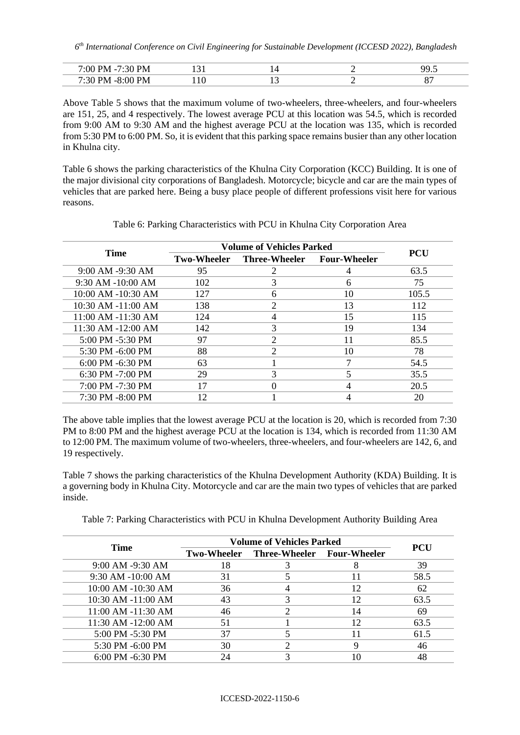| 7:00 PM -7:30 PM | 131 | 14 | 2 | 99.5 |
|---|---|---|---|---|
| 7:30 PM -8:00 PM | 110 | 13 | 2 | 87 |

Above Table 5 shows that the maximum volume of two-wheelers, three-wheelers, and four-wheelers are 151, 25, and 4 respectively. The lowest average PCU at this location was 54.5, which is recorded from 9:00 AM to 9:30 AM and the highest average PCU at the location was 135, which is recorded from 5:30 PM to 6:00 PM. So, it is evident that this parking space remains busier than any other location in Khulna city.

Table 6 shows the parking characteristics of the Khulna City Corporation (KCC) Building. It is one of the major divisional city corporations of Bangladesh. Motorcycle; bicycle and car are the main types of vehicles that are parked here. Being a busy place people of different professions visit here for various reasons.

Table 6: Parking Characteristics with PCU in Khulna City Corporation Area

| Time | Volume of Vehicles Parked | | | PCU |
|---|---|---|---|---|
| | Two-Wheeler | Three-Wheeler | Four-Wheeler | |
| 9:00 AM -9:30 AM | 95 | 2 | 4 | 63.5 |
| 9:30 AM -10:00 AM | 102 | 3 | 6 | 75 |
| 10:00 AM -10:30 AM | 127 | 6 | 10 | 105.5 |
| 10:30 AM -11:00 AM | 138 | 2 | 13 | 112 |
| 11:00 AM -11:30 AM | 124 | 4 | 15 | 115 |
| 11:30 AM -12:00 AM | 142 | 3 | 19 | 134 |
| 5:00 PM -5:30 PM | 97 | 2 | 11 | 85.5 |
| 5:30 PM -6:00 PM | 88 | 2 | 10 | 78 |
| 6:00 PM -6:30 PM | 63 | 1 | 7 | 54.5 |
| 6:30 PM -7:00 PM | 29 | 3 | 5 | 35.5 |
| 7:00 PM -7:30 PM | 17 | 0 | 4 | 20.5 |
| 7:30 PM -8:00 PM | 12 | 1 | 4 | 20 |

The above table implies that the lowest average PCU at the location is 20, which is recorded from 7:30 PM to 8:00 PM and the highest average PCU at the location is 134, which is recorded from 11:30 AM to 12:00 PM. The maximum volume of two-wheelers, three-wheelers, and four-wheelers are 142, 6, and 19 respectively.

Table 7 shows the parking characteristics of the Khulna Development Authority (KDA) Building. It is a governing body in Khulna City. Motorcycle and car are the main two types of vehicles that are parked inside.

Table 7: Parking Characteristics with PCU in Khulna Development Authority Building Area

| Time | Volume of Vehicles Parked | | | PCU |
|---|---|---|---|---|
| | Two-Wheeler | Three-Wheeler | Four-Wheeler | |
| 9:00 AM -9:30 AM | 18 | 3 | 8 | 39 |
| 9:30 AM -10:00 AM | 31 | 5 | 11 | 58.5 |
| 10:00 AM -10:30 AM | 36 | 4 | 12 | 62 |
| 10:30 AM -11:00 AM | 43 | 3 | 12 | 63.5 |
| 11:00 AM -11:30 AM | 46 | 2 | 14 | 69 |
| 11:30 AM -12:00 AM | 51 | 1 | 12 | 63.5 |
| 5:00 PM -5:30 PM | 37 | 5 | 11 | 61.5 |
| 5:30 PM -6:00 PM | 30 | 2 | 9 | 46 |
| 6:00 PM -6:30 PM | 24 | 3 | 10 | 48 |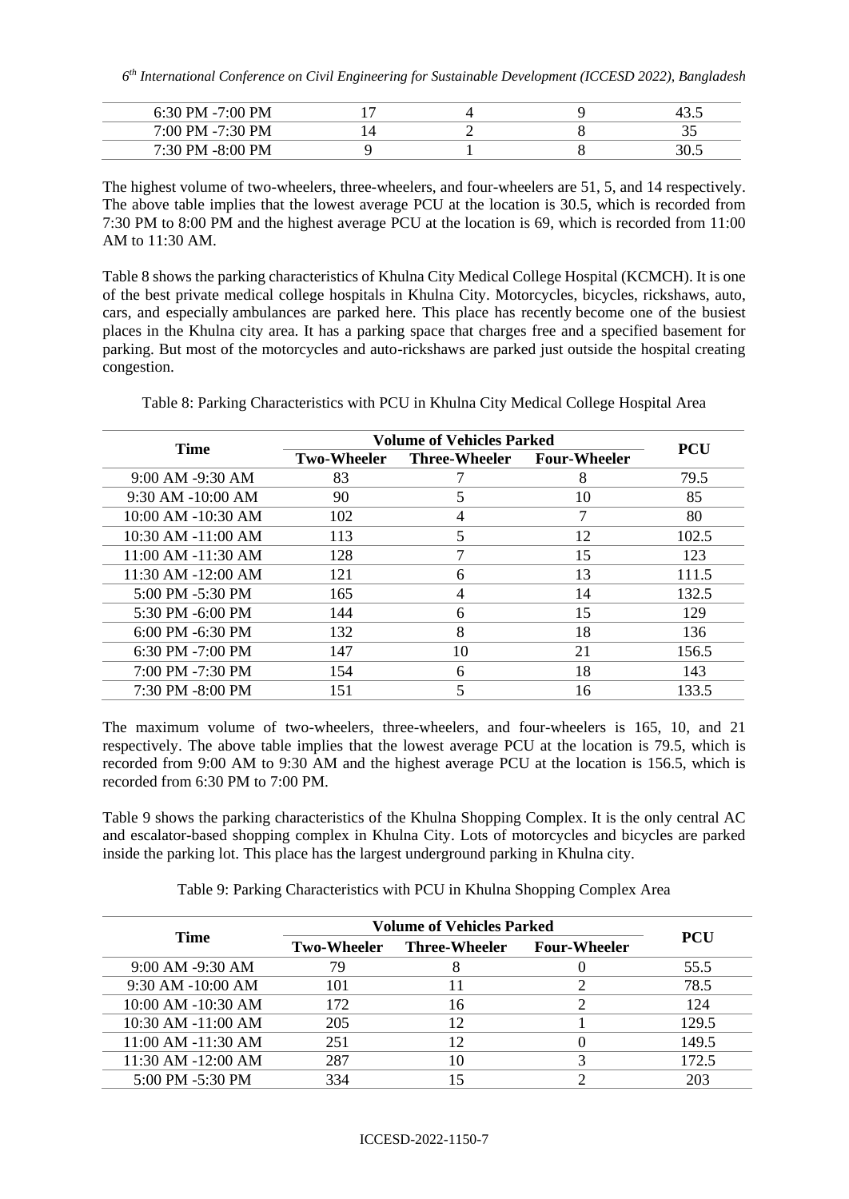| 6:30 PM -7:00 PM | 17 | 4 | 9 | 43.5 |
|---|---|---|---|---|
| 7:00 PM -7:30 PM | 14 | 2 | 8 | 35 |
| 7:30 PM -8:00 PM | 9 | 1 | 8 | 30.5 |

The highest volume of two-wheelers, three-wheelers, and four-wheelers are 51, 5, and 14 respectively. The above table implies that the lowest average PCU at the location is 30.5, which is recorded from 7:30 PM to 8:00 PM and the highest average PCU at the location is 69, which is recorded from 11:00 AM to 11:30 AM.

Table 8 shows the parking characteristics of Khulna City Medical College Hospital (KCMCH). It is one of the best private medical college hospitals in Khulna City. Motorcycles, bicycles, rickshaws, auto, cars, and especially ambulances are parked here. This place has recently become one of the busiest places in the Khulna city area. It has a parking space that charges free and a specified basement for parking. But most of the motorcycles and auto-rickshaws are parked just outside the hospital creating congestion.

Table 8: Parking Characteristics with PCU in Khulna City Medical College Hospital Area

| Time | Volume of Vehicles Parked | | | PCU |
|---|---|---|---|---|
| | Two-Wheeler | Three-Wheeler | Four-Wheeler | |
| 9:00 AM -9:30 AM | 83 | 7 | 8 | 79.5 |
| 9:30 AM -10:00 AM | 90 | 5 | 10 | 85 |
| 10:00 AM -10:30 AM | 102 | 4 | 7 | 80 |
| 10:30 AM -11:00 AM | 113 | 5 | 12 | 102.5 |
| 11:00 AM -11:30 AM | 128 | 7 | 15 | 123 |
| 11:30 AM -12:00 AM | 121 | 6 | 13 | 111.5 |
| 5:00 PM -5:30 PM | 165 | 4 | 14 | 132.5 |
| 5:30 PM -6:00 PM | 144 | 6 | 15 | 129 |
| 6:00 PM -6:30 PM | 132 | 8 | 18 | 136 |
| 6:30 PM -7:00 PM | 147 | 10 | 21 | 156.5 |
| 7:00 PM -7:30 PM | 154 | 6 | 18 | 143 |
| 7:30 PM -8:00 PM | 151 | 5 | 16 | 133.5 |

The maximum volume of two-wheelers, three-wheelers, and four-wheelers is 165, 10, and 21 respectively. The above table implies that the lowest average PCU at the location is 79.5, which is recorded from 9:00 AM to 9:30 AM and the highest average PCU at the location is 156.5, which is recorded from 6:30 PM to 7:00 PM.

Table 9 shows the parking characteristics of the Khulna Shopping Complex. It is the only central AC and escalator-based shopping complex in Khulna City. Lots of motorcycles and bicycles are parked inside the parking lot. This place has the largest underground parking in Khulna city.

Table 9: Parking Characteristics with PCU in Khulna Shopping Complex Area

| Time | Volume of Vehicles Parked | | | PCU |
|---|---|---|---|---|
| | Two-Wheeler | Three-Wheeler | Four-Wheeler | |
| 9:00 AM -9:30 AM | 79 | 8 | 0 | 55.5 |
| 9:30 AM -10:00 AM | 101 | 11 | 2 | 78.5 |
| 10:00 AM -10:30 AM | 172 | 16 | 2 | 124 |
| 10:30 AM -11:00 AM | 205 | 12 | 1 | 129.5 |
| 11:00 AM -11:30 AM | 251 | 12 | 0 | 149.5 |
| 11:30 AM -12:00 AM | 287 | 10 | 3 | 172.5 |
| 5:00 PM -5:30 PM | 334 | 15 | 2 | 203 |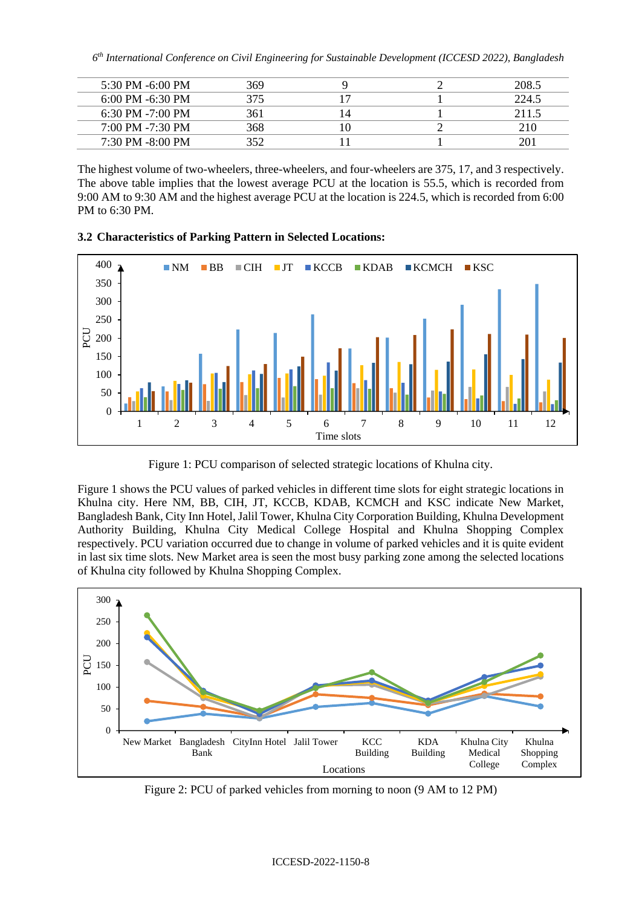| | | | | |
|---|---|---|---|---|
| 5:30 PM -6:00 PM | 369 | 9 | 2 | 208.5 |
| 6:00 PM -6:30 PM | 375 | 17 | 1 | 224.5 |
| 6:30 PM -7:00 PM | 361 | 14 | 1 | 211.5 |
| 7:00 PM -7:30 PM | 368 | 10 | 2 | 210 |
| 7:30 PM -8:00 PM | 352 | 11 | 1 | 201 |

The highest volume of two-wheelers, three-wheelers, and four-wheelers are 375, 17, and 3 respectively. The above table implies that the lowest average PCU at the location is 55.5, which is recorded from 9:00 AM to 9:30 AM and the highest average PCU at the location is 224.5, which is recorded from 6:00 PM to 6:30 PM.

### 3.2 Characteristics of Parking Pattern in Selected Locations:

Figure 1: PCU comparison of selected strategic locations of Khulna city.

Figure 1 shows the PCU values of parked vehicles in different time slots for eight strategic locations in Khulna city. Here NM, BB, CIH, JT, KCCB, KDAB, KCMCH and KSC indicate New Market, Bangladesh Bank, City Inn Hotel, Jalil Tower, Khulna City Corporation Building, Khulna Development Authority Building, Khulna City Medical College Hospital and Khulna Shopping Complex respectively. PCU variation occurred due to change in volume of parked vehicles and it is quite evident in last six time slots. New Market area is seen the most busy parking zone among the selected locations of Khulna city followed by Khulna Shopping Complex.

Figure 2: PCU of parked vehicles from morning to noon (9 AM to 12 PM)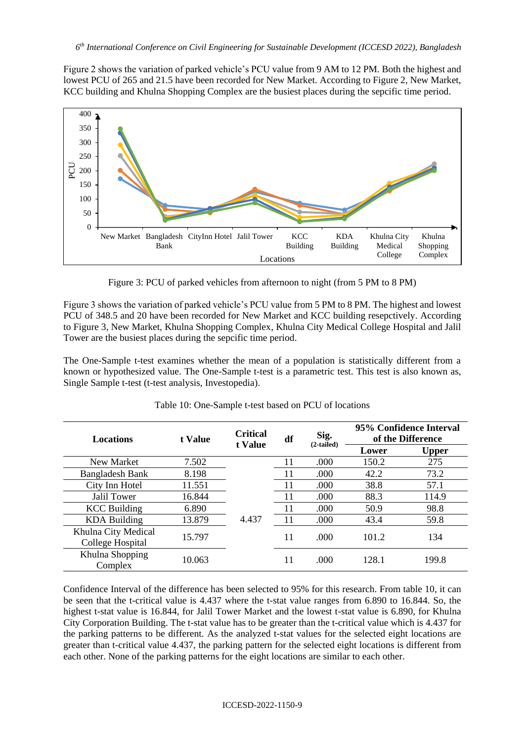Figure 2 shows the variation of parked vehicle's PCU value from 9 AM to 12 PM. Both the highest and lowest PCU of 265 and 21.5 have been recorded for New Market. According to Figure 2, New Market, KCC building and Khulna Shopping Complex are the busiest places during the sepcific time period.

Figure 3: PCU of parked vehicles from afternoon to night (from 5 PM to 8 PM)

Figure 3 shows the variation of parked vehicle's PCU value from 5 PM to 8 PM. The highest and lowest PCU of 348.5 and 20 have been recorded for New Market and KCC building resepctively. According to Figure 3, New Market, Khulna Shopping Complex, Khulna City Medical College Hospital and Jalil Tower are the busiest places during the sepcific time period.

The One-Sample t-test examines whether the mean of a population is statistically different from a known or hypothesized value. The One-Sample t-test is a parametric test. This test is also known as, Single Sample t-test (t-test analysis, Investopedia).

Table 10: One-Sample t-test based on PCU of locations

| Locations | t Value | Critical t Value | df | Sig. (2-tailed) | 95% Confidence Interval of the Difference | |
|---|---|---|---|---|---|---|
| | | | | | Lower | Upper |
| New Market | 7.502 | 4.437 | 11 | .000 | 150.2 | 275 |
| Bangladesh Bank | 8.198 | | 11 | .000 | 42.2 | 73.2 |
| City Inn Hotel | 11.551 | | 11 | .000 | 38.8 | 57.1 |
| Jalil Tower | 16.844 | | 11 | .000 | 88.3 | 114.9 |
| KCC Building | 6.890 | | 11 | .000 | 50.9 | 98.8 |
| KDA Building | 13.879 | | 11 | .000 | 43.4 | 59.8 |
| Khulna City Medical College Hospital | 15.797 | | 11 | .000 | 101.2 | 134 |
| Khulna Shopping Complex | 10.063 | | 11 | .000 | 128.1 | 199.8 |

Confidence Interval of the difference has been selected to 95% for this research. From table 10, it can be seen that the t-critical value is 4.437 where the t-stat value ranges from 6.890 to 16.844. So, the highest t-stat value is 16.844, for Jalil Tower Market and the lowest t-stat value is 6.890, for Khulna City Corporation Building. The t-stat value has to be greater than the t-critical value which is 4.437 for the parking patterns to be different. As the analyzed t-stat values for the selected eight locations are greater than t-critical value 4.437, the parking pattern for the selected eight locations is different from each other. None of the parking patterns for the eight locations are similar to each other.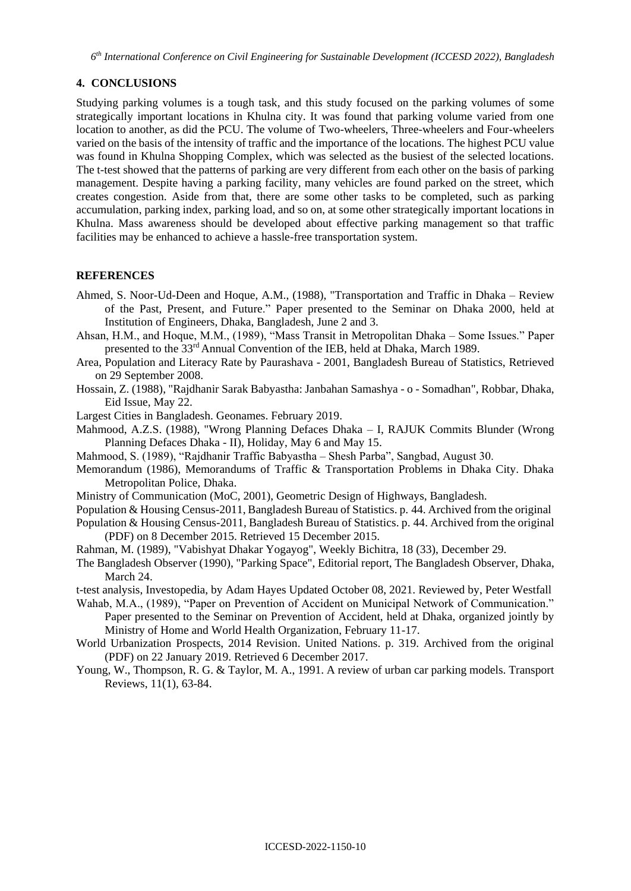## 4. CONCLUSIONS

Studying parking volumes is a tough task, and this study focused on the parking volumes of some strategically important locations in Khulna city. It was found that parking volume varied from one location to another, as did the PCU. The volume of Two-wheelers, Three-wheelers and Four-wheelers varied on the basis of the intensity of traffic and the importance of the locations. The highest PCU value was found in Khulna Shopping Complex, which was selected as the busiest of the selected locations. The t-test showed that the patterns of parking are very different from each other on the basis of parking management. Despite having a parking facility, many vehicles are found parked on the street, which creates congestion. Aside from that, there are some other tasks to be completed, such as parking accumulation, parking index, parking load, and so on, at some other strategically important locations in Khulna. Mass awareness should be developed about effective parking management so that traffic facilities may be enhanced to achieve a hassle-free transportation system.

## REFERENCES

Ahmed, S. Noor-Ud-Deen and Hoque, A.M., (1988), "Transportation and Traffic in Dhaka – Review of the Past, Present, and Future." Paper presented to the Seminar on Dhaka 2000, held at Institution of Engineers, Dhaka, Bangladesh, June 2 and 3.

Ahsan, H.M., and Hoque, M.M., (1989), "Mass Transit in Metropolitan Dhaka – Some Issues." Paper presented to the 33rd Annual Convention of the IEB, held at Dhaka, March 1989.

Area, Population and Literacy Rate by Paurashava - 2001, Bangladesh Bureau of Statistics, Retrieved on 29 September 2008.

Hossain, Z. (1988), "Rajdhanir Sarak Babyastha: Janbahan Samashya - o - Somadhan", Robbar, Dhaka, Eid Issue, May 22.

Largest Cities in Bangladesh. Geonames. February 2019.

Mahmood, A.Z.S. (1988), "Wrong Planning Defaces Dhaka – I, RAJUK Commits Blunder (Wrong Planning Defaces Dhaka - II), Holiday, May 6 and May 15.

Mahmood, S. (1989), "Rajdhanir Traffic Babyastha – Shesh Parba", Sangbad, August 30.

Memorandum (1986), Memorandums of Traffic & Transportation Problems in Dhaka City. Dhaka Metropolitan Police, Dhaka.

Ministry of Communication (MoC, 2001), Geometric Design of Highways, Bangladesh.

Population & Housing Census-2011, Bangladesh Bureau of Statistics. p. 44. Archived from the original

Population & Housing Census-2011, Bangladesh Bureau of Statistics. p. 44. Archived from the original (PDF) on 8 December 2015. Retrieved 15 December 2015.

Rahman, M. (1989), "Vabishyat Dhakar Yogayog", Weekly Bichitra, 18 (33), December 29.

The Bangladesh Observer (1990), "Parking Space", Editorial report, The Bangladesh Observer, Dhaka, March 24.

t-test analysis, Investopedia, by Adam Hayes Updated October 08, 2021. Reviewed by, Peter Westfall

Wahab, M.A., (1989), "Paper on Prevention of Accident on Municipal Network of Communication." Paper presented to the Seminar on Prevention of Accident, held at Dhaka, organized jointly by Ministry of Home and World Health Organization, February 11-17.

World Urbanization Prospects, 2014 Revision. United Nations. p. 319. Archived from the original (PDF) on 22 January 2019. Retrieved 6 December 2017.

Young, W., Thompson, R. G. & Taylor, M. A., 1991. A review of urban car parking models. Transport Reviews, 11(1), 63-84.